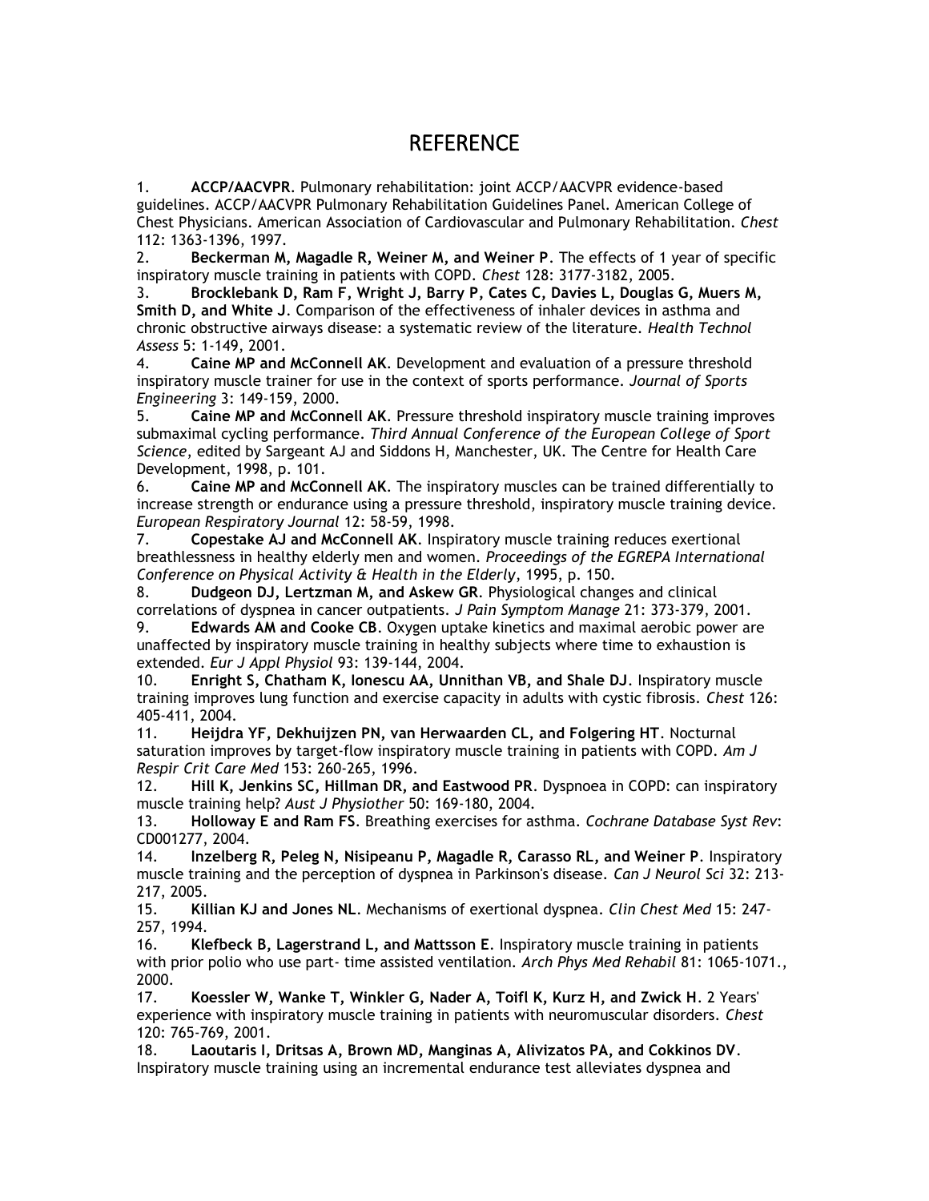# REFERENCE

1. **ACCP/AACVPR**. Pulmonary rehabilitation: joint ACCP/AACVPR evidence-based guidelines. ACCP/AACVPR Pulmonary Rehabilitation Guidelines Panel. American College of Chest Physicians. American Association of Cardiovascular and Pulmonary Rehabilitation. *Chest* 112: 1363-1396, 1997.
2. **Beckerman M, Magadle R, Weiner M, and Weiner P**. The effects of 1 year of specific inspiratory muscle training in patients with COPD. *Chest* 128: 3177-3182, 2005.
3. **Brocklebank D, Ram F, Wright J, Barry P, Cates C, Davies L, Douglas G, Muers M, Smith D, and White J**. Comparison of the effectiveness of inhaler devices in asthma and chronic obstructive airways disease: a systematic review of the literature. *Health Technol Assess* 5: 1-149, 2001.
4. **Caine MP and McConnell AK**. Development and evaluation of a pressure threshold inspiratory muscle trainer for use in the context of sports performance. *Journal of Sports Engineering* 3: 149-159, 2000.
5. **Caine MP and McConnell AK**. Pressure threshold inspiratory muscle training improves submaximal cycling performance. *Third Annual Conference of the European College of Sport Science*, edited by Sargeant AJ and Siddons H, Manchester, UK. The Centre for Health Care Development, 1998, p. 101.
6. **Caine MP and McConnell AK**. The inspiratory muscles can be trained differentially to increase strength or endurance using a pressure threshold, inspiratory muscle training device. *European Respiratory Journal* 12: 58-59, 1998.
7. **Copestake AJ and McConnell AK**. Inspiratory muscle training reduces exertional breathlessness in healthy elderly men and women. *Proceedings of the EGREPA International Conference on Physical Activity & Health in the Elderly*, 1995, p. 150.
8. **Dudgeon DJ, Lertzman M, and Askew GR**. Physiological changes and clinical correlations of dyspnea in cancer outpatients. *J Pain Symptom Manage* 21: 373-379, 2001.
9. **Edwards AM and Cooke CB**. Oxygen uptake kinetics and maximal aerobic power are unaffected by inspiratory muscle training in healthy subjects where time to exhaustion is extended. *Eur J Appl Physiol* 93: 139-144, 2004.
10. **Enright S, Chatham K, Ionescu AA, Unnithan VB, and Shale DJ**. Inspiratory muscle training improves lung function and exercise capacity in adults with cystic fibrosis. *Chest* 126: 405-411, 2004.
11. **Heijdra YF, Dekhuijzen PN, van Herwaarden CL, and Folgering HT**. Nocturnal saturation improves by target-flow inspiratory muscle training in patients with COPD. *Am J Respir Crit Care Med* 153: 260-265, 1996.
12. **Hill K, Jenkins SC, Hillman DR, and Eastwood PR**. Dyspnoea in COPD: can inspiratory muscle training help? *Aust J Physiother* 50: 169-180, 2004.
13. **Holloway E and Ram FS**. Breathing exercises for asthma. *Cochrane Database Syst Rev*: CD001277, 2004.
14. **Inzelberg R, Peleg N, Nisipeanu P, Magadle R, Carasso RL, and Weiner P**. Inspiratory muscle training and the perception of dyspnea in Parkinson's disease. *Can J Neurol Sci* 32: 213-217, 2005.
15. **Killian KJ and Jones NL**. Mechanisms of exertional dyspnea. *Clin Chest Med* 15: 247-257, 1994.
16. **Klefbeck B, Lagerstrand L, and Mattsson E**. Inspiratory muscle training in patients with prior polio who use part- time assisted ventilation. *Arch Phys Med Rehabil* 81: 1065-1071., 2000.
17. **Koessler W, Wanke T, Winkler G, Nader A, Toifl K, Kurz H, and Zwick H**. 2 Years' experience with inspiratory muscle training in patients with neuromuscular disorders. *Chest* 120: 765-769, 2001.
18. **Laoutaris I, Dritsas A, Brown MD, Manginas A, Alivizatos PA, and Cokkinos DV**. Inspiratory muscle training using an incremental endurance test alleviates dyspnea and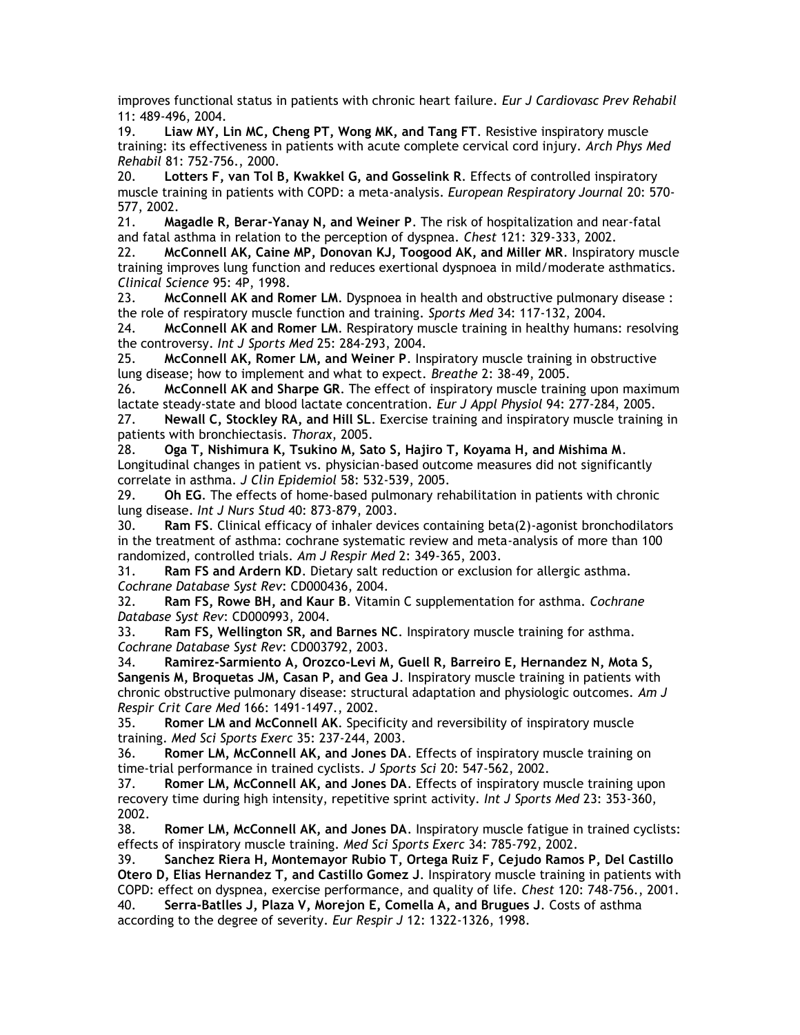improves functional status in patients with chronic heart failure. *Eur J Cardiovasc Prev Rehabil* 11: 489-496, 2004.

19. **Liaw MY, Lin MC, Cheng PT, Wong MK, and Tang FT**. Resistive inspiratory muscle training: its effectiveness in patients with acute complete cervical cord injury. *Arch Phys Med Rehabil* 81: 752-756., 2000.

20. **Lotters F, van Tol B, Kwakkel G, and Gosselink R**. Effects of controlled inspiratory muscle training in patients with COPD: a meta-analysis. *European Respiratory Journal* 20: 570-577, 2002.

21. **Magadle R, Berar-Yanay N, and Weiner P**. The risk of hospitalization and near-fatal and fatal asthma in relation to the perception of dyspnea. *Chest* 121: 329-333, 2002.

22. **McConnell AK, Caine MP, Donovan KJ, Toogood AK, and Miller MR**. Inspiratory muscle training improves lung function and reduces exertional dyspnoea in mild/moderate asthmatics. *Clinical Science* 95: 4P, 1998.

23. **McConnell AK and Romer LM**. Dyspnoea in health and obstructive pulmonary disease : the role of respiratory muscle function and training. *Sports Med* 34: 117-132, 2004.

24. **McConnell AK and Romer LM**. Respiratory muscle training in healthy humans: resolving the controversy. *Int J Sports Med* 25: 284-293, 2004.

25. **McConnell AK, Romer LM, and Weiner P**. Inspiratory muscle training in obstructive lung disease; how to implement and what to expect. *Breathe* 2: 38-49, 2005.

26. **McConnell AK and Sharpe GR**. The effect of inspiratory muscle training upon maximum lactate steady-state and blood lactate concentration. *Eur J Appl Physiol* 94: 277-284, 2005.

27. **Newall C, Stockley RA, and Hill SL**. Exercise training and inspiratory muscle training in patients with bronchiectasis. *Thorax*, 2005.

28. **Oga T, Nishimura K, Tsukino M, Sato S, Hajiro T, Koyama H, and Mishima M**. Longitudinal changes in patient vs. physician-based outcome measures did not significantly correlate in asthma. *J Clin Epidemiol* 58: 532-539, 2005.

29. **Oh EG**. The effects of home-based pulmonary rehabilitation in patients with chronic lung disease. *Int J Nurs Stud* 40: 873-879, 2003.

30. **Ram FS**. Clinical efficacy of inhaler devices containing beta(2)-agonist bronchodilators in the treatment of asthma: cochrane systematic review and meta-analysis of more than 100 randomized, controlled trials. *Am J Respir Med* 2: 349-365, 2003.

31. **Ram FS and Ardern KD**. Dietary salt reduction or exclusion for allergic asthma. *Cochrane Database Syst Rev*: CD000436, 2004.

32. **Ram FS, Rowe BH, and Kaur B**. Vitamin C supplementation for asthma. *Cochrane Database Syst Rev*: CD000993, 2004.

33. **Ram FS, Wellington SR, and Barnes NC**. Inspiratory muscle training for asthma. *Cochrane Database Syst Rev*: CD003792, 2003.

34. **Ramirez-Sarmiento A, Orozco-Levi M, Guell R, Barreiro E, Hernandez N, Mota S, Sangenis M, Broquetas JM, Casan P, and Gea J**. Inspiratory muscle training in patients with chronic obstructive pulmonary disease: structural adaptation and physiologic outcomes. *Am J Respir Crit Care Med* 166: 1491-1497., 2002.

35. **Romer LM and McConnell AK**. Specificity and reversibility of inspiratory muscle training. *Med Sci Sports Exerc* 35: 237-244, 2003.

36. **Romer LM, McConnell AK, and Jones DA**. Effects of inspiratory muscle training on time-trial performance in trained cyclists. *J Sports Sci* 20: 547-562, 2002.

37. **Romer LM, McConnell AK, and Jones DA**. Effects of inspiratory muscle training upon recovery time during high intensity, repetitive sprint activity. *Int J Sports Med* 23: 353-360, 2002.

38. **Romer LM, McConnell AK, and Jones DA**. Inspiratory muscle fatigue in trained cyclists: effects of inspiratory muscle training. *Med Sci Sports Exerc* 34: 785-792, 2002.

39. **Sanchez Riera H, Montemayor Rubio T, Ortega Ruiz F, Cejudo Ramos P, Del Castillo Otero D, Elias Hernandez T, and Castillo Gomez J**. Inspiratory muscle training in patients with COPD: effect on dyspnea, exercise performance, and quality of life. *Chest* 120: 748-756., 2001.

40. **Serra-Batlles J, Plaza V, Morejon E, Comella A, and Brugues J**. Costs of asthma according to the degree of severity. *Eur Respir J* 12: 1322-1326, 1998.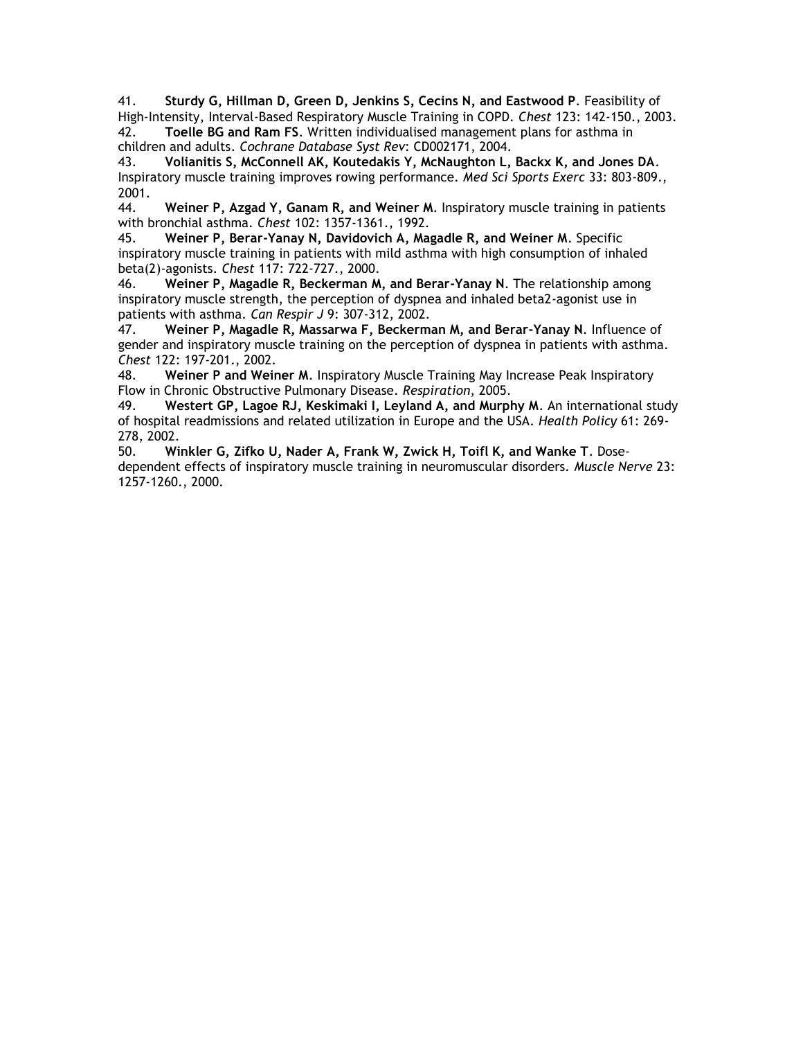41. **Sturdy G, Hillman D, Green D, Jenkins S, Cecins N, and Eastwood P**. Feasibility of High-Intensity, Interval-Based Respiratory Muscle Training in COPD. *Chest* 123: 142-150., 2003.

42. **Toelle BG and Ram FS**. Written individualised management plans for asthma in children and adults. *Cochrane Database Syst Rev*: CD002171, 2004.

43. **Volianitis S, McConnell AK, Koutedakis Y, McNaughton L, Backx K, and Jones DA**. Inspiratory muscle training improves rowing performance. *Med Sci Sports Exerc* 33: 803-809., 2001.

44. **Weiner P, Azgad Y, Ganam R, and Weiner M**. Inspiratory muscle training in patients with bronchial asthma. *Chest* 102: 1357-1361., 1992.

45. **Weiner P, Berar-Yanay N, Davidovich A, Magadle R, and Weiner M**. Specific inspiratory muscle training in patients with mild asthma with high consumption of inhaled beta(2)-agonists. *Chest* 117: 722-727., 2000.

46. **Weiner P, Magadle R, Beckerman M, and Berar-Yanay N**. The relationship among inspiratory muscle strength, the perception of dyspnea and inhaled beta2-agonist use in patients with asthma. *Can Respir J* 9: 307-312, 2002.

47. **Weiner P, Magadle R, Massarwa F, Beckerman M, and Berar-Yanay N**. Influence of gender and inspiratory muscle training on the perception of dyspnea in patients with asthma. *Chest* 122: 197-201., 2002.

48. **Weiner P and Weiner M**. Inspiratory Muscle Training May Increase Peak Inspiratory Flow in Chronic Obstructive Pulmonary Disease. *Respiration*, 2005.

49. **Westert GP, Lagoe RJ, Keskimaki I, Leyland A, and Murphy M**. An international study of hospital readmissions and related utilization in Europe and the USA. *Health Policy* 61: 269-278, 2002.

50. **Winkler G, Zifko U, Nader A, Frank W, Zwick H, Toifl K, and Wanke T**. Dose-dependent effects of inspiratory muscle training in neuromuscular disorders. *Muscle Nerve* 23: 1257-1260., 2000.